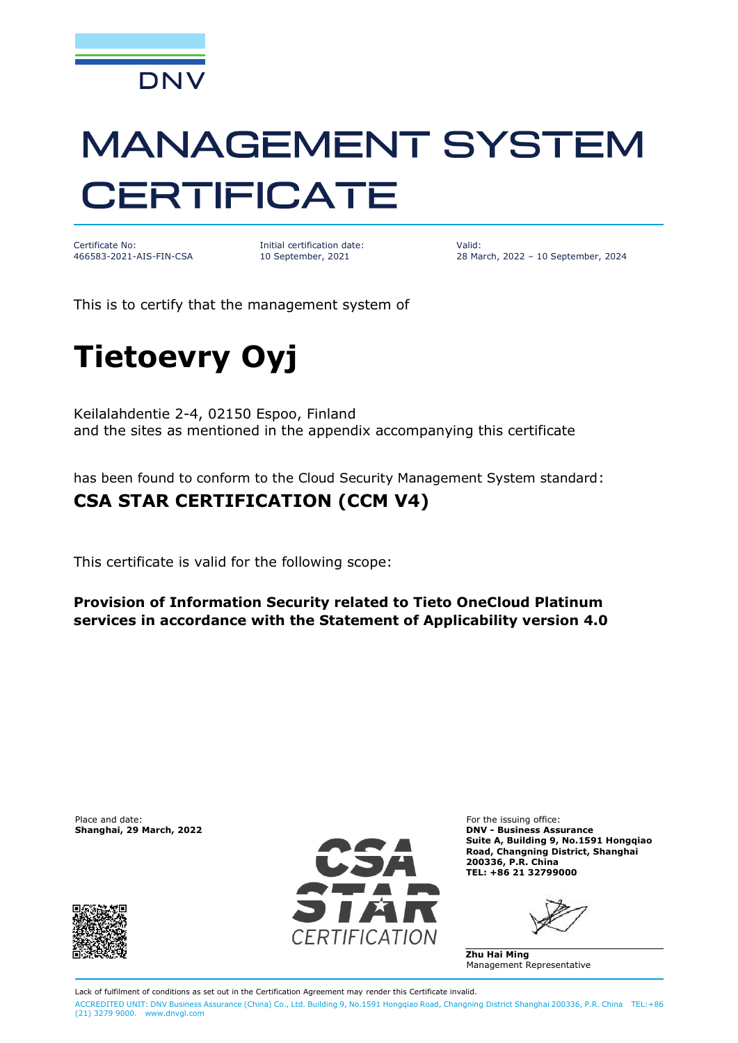DNV

# MANAGEMENT SYSTEM CERTIFICATE

Certificate No:
466583-2021-AIS-FIN-CSA

Initial certification date:
10 September, 2021

Valid:
28 March, 2022 – 10 September, 2024

This is to certify that the management system of

# Tietoevry Oyj

Keilalahdentie 2-4, 02150 Espoo, Finland
and the sites as mentioned in the appendix accompanying this certificate

has been found to conform to the Cloud Security Management System standard:

## CSA STAR CERTIFICATION (CCM V4)

This certificate is valid for the following scope:

**Provision of Information Security related to Tieto OneCloud Platinum services in accordance with the Statement of Applicability version 4.0**

Place and date:
**Shanghai, 29 March, 2022**

CSA STAR CERTIFICATION

For the issuing office:
**DNV - Business Assurance**
**Suite A, Building 9, No.1591 Hongqiao Road, Changning District, Shanghai 200336, P.R. China**
**TEL: +86 21 32799000**

**Zhu Hai Ming**
Management Representative

Lack of fulfilment of conditions as set out in the Certification Agreement may render this Certificate invalid.

ACCREDITED UNIT: DNV Business Assurance (China) Co., Ltd. Building 9, No.1591 Hongqiao Road, Changning District Shanghai 200336, P.R. China TEL:+86 (21) 3279 9000. www.dnvgl.com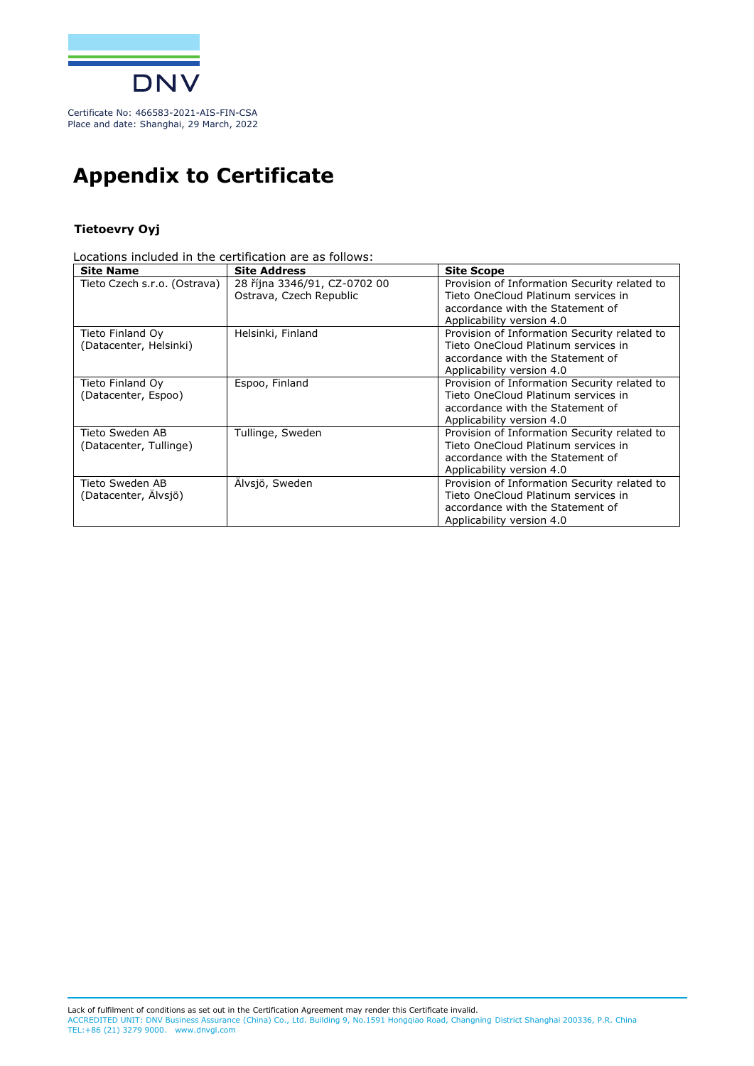Certificate No: 466583-2021-AIS-FIN-CSA
Place and date: Shanghai, 29 March, 2022

# Appendix to Certificate

**Tietoevry Oyj**

Locations included in the certification are as follows:

| Site Name | Site Address | Site Scope |
|---|---|---|
| Tieto Czech s.r.o. (Ostrava) | 28 října 3346/91, CZ-0702 00 Ostrava, Czech Republic | Provision of Information Security related to Tieto OneCloud Platinum services in accordance with the Statement of Applicability version 4.0 |
| Tieto Finland Oy (Datacenter, Helsinki) | Helsinki, Finland | Provision of Information Security related to Tieto OneCloud Platinum services in accordance with the Statement of Applicability version 4.0 |
| Tieto Finland Oy (Datacenter, Espoo) | Espoo, Finland | Provision of Information Security related to Tieto OneCloud Platinum services in accordance with the Statement of Applicability version 4.0 |
| Tieto Sweden AB (Datacenter, Tullinge) | Tullinge, Sweden | Provision of Information Security related to Tieto OneCloud Platinum services in accordance with the Statement of Applicability version 4.0 |
| Tieto Sweden AB (Datacenter, Älvsjö) | Älvsjö, Sweden | Provision of Information Security related to Tieto OneCloud Platinum services in accordance with the Statement of Applicability version 4.0 |

Lack of fulfilment of conditions as set out in the Certification Agreement may render this Certificate invalid.
ACCREDITED UNIT: DNV Business Assurance (China) Co., Ltd. Building 9, No.1591 Hongqiao Road, Changning District Shanghai 200336, P.R. China
TEL:+86 (21) 3279 9000. www.dnvgl.com